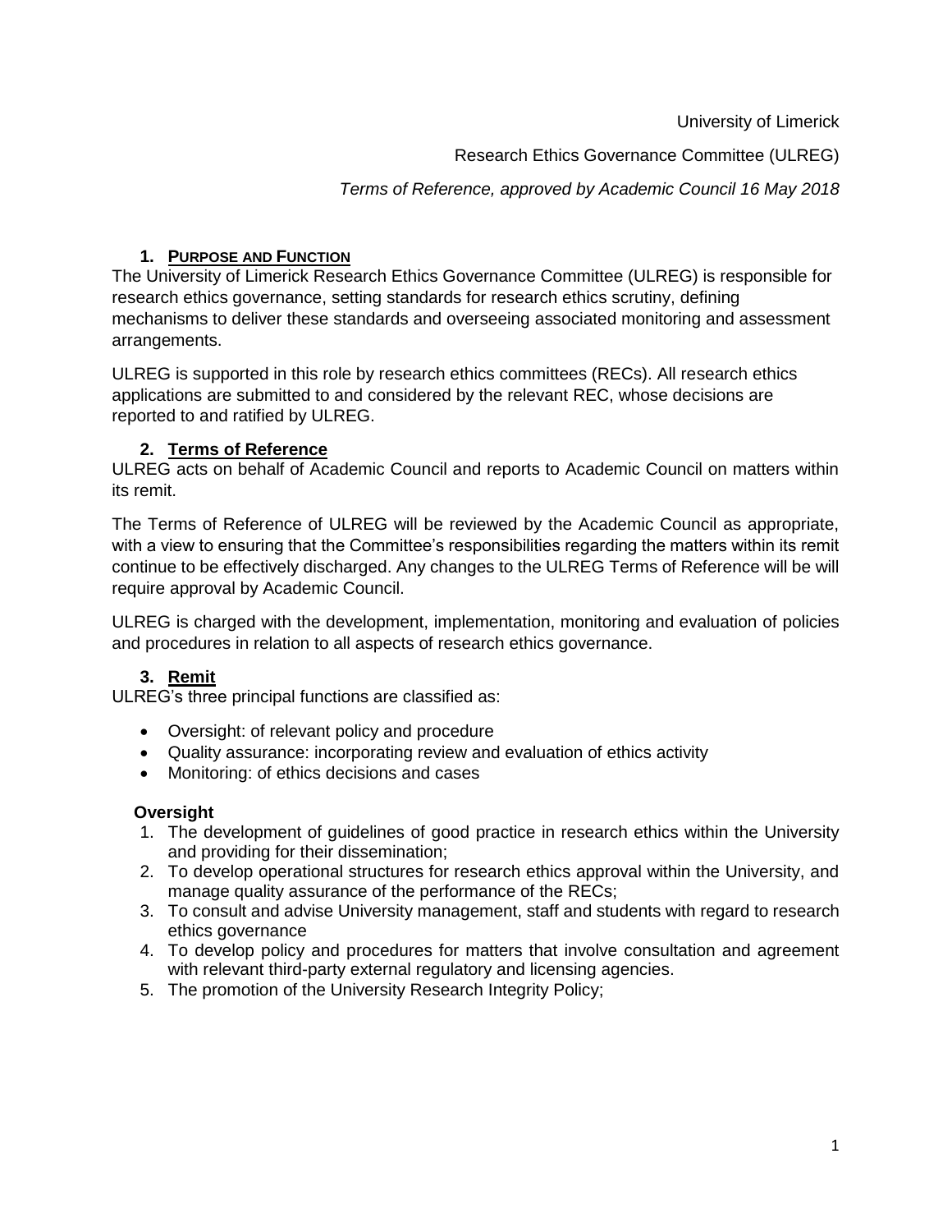University of Limerick

Research Ethics Governance Committee (ULREG)

*Terms of Reference, approved by Academic Council 16 May 2018*

## 1. Purpose and Function

The University of Limerick Research Ethics Governance Committee (ULREG) is responsible for research ethics governance, setting standards for research ethics scrutiny, defining mechanisms to deliver these standards and overseeing associated monitoring and assessment arrangements.

ULREG is supported in this role by research ethics committees (RECs). All research ethics applications are submitted to and considered by the relevant REC, whose decisions are reported to and ratified by ULREG.

## 2. Terms of Reference

ULREG acts on behalf of Academic Council and reports to Academic Council on matters within its remit.

The Terms of Reference of ULREG will be reviewed by the Academic Council as appropriate, with a view to ensuring that the Committee's responsibilities regarding the matters within its remit continue to be effectively discharged. Any changes to the ULREG Terms of Reference will be will require approval by Academic Council.

ULREG is charged with the development, implementation, monitoring and evaluation of policies and procedures in relation to all aspects of research ethics governance.

## 3. Remit

ULREG's three principal functions are classified as:

- Oversight: of relevant policy and procedure
- Quality assurance: incorporating review and evaluation of ethics activity
- Monitoring: of ethics decisions and cases

### Oversight

1. The development of guidelines of good practice in research ethics within the University and providing for their dissemination;
2. To develop operational structures for research ethics approval within the University, and manage quality assurance of the performance of the RECs;
3. To consult and advise University management, staff and students with regard to research ethics governance
4. To develop policy and procedures for matters that involve consultation and agreement with relevant third-party external regulatory and licensing agencies.
5. The promotion of the University Research Integrity Policy;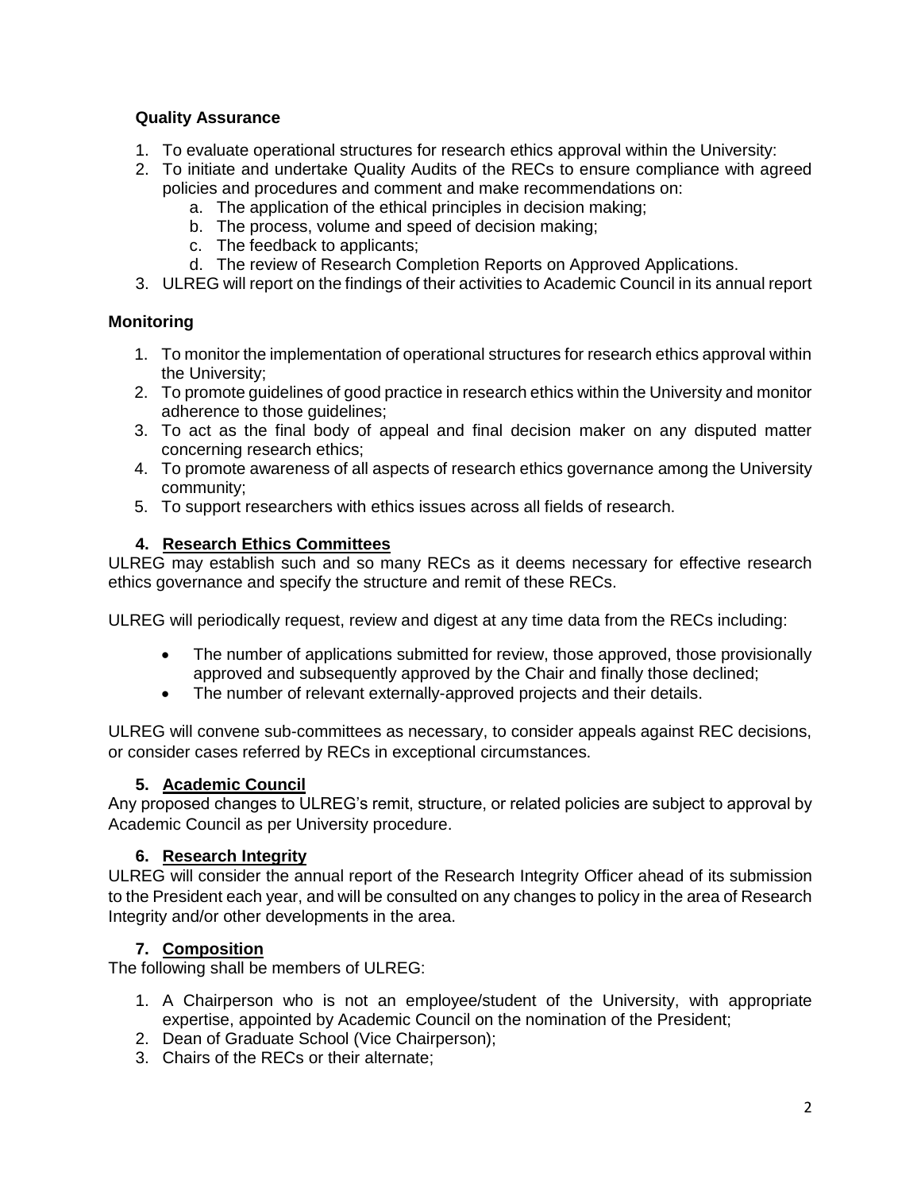### Quality Assurance

1. To evaluate operational structures for research ethics approval within the University:
2. To initiate and undertake Quality Audits of the RECs to ensure compliance with agreed policies and procedures and comment and make recommendations on:
   a. The application of the ethical principles in decision making;
   b. The process, volume and speed of decision making;
   c. The feedback to applicants;
   d. The review of Research Completion Reports on Approved Applications.
3. ULREG will report on the findings of their activities to Academic Council in its annual report

### Monitoring

1. To monitor the implementation of operational structures for research ethics approval within the University;
2. To promote guidelines of good practice in research ethics within the University and monitor adherence to those guidelines;
3. To act as the final body of appeal and final decision maker on any disputed matter concerning research ethics;
4. To promote awareness of all aspects of research ethics governance among the University community;
5. To support researchers with ethics issues across all fields of research.

## 4. Research Ethics Committees

ULREG may establish such and so many RECs as it deems necessary for effective research ethics governance and specify the structure and remit of these RECs.

ULREG will periodically request, review and digest at any time data from the RECs including:

- The number of applications submitted for review, those approved, those provisionally approved and subsequently approved by the Chair and finally those declined;
- The number of relevant externally-approved projects and their details.

ULREG will convene sub-committees as necessary, to consider appeals against REC decisions, or consider cases referred by RECs in exceptional circumstances.

## 5. Academic Council

Any proposed changes to ULREG's remit, structure, or related policies are subject to approval by Academic Council as per University procedure.

## 6. Research Integrity

ULREG will consider the annual report of the Research Integrity Officer ahead of its submission to the President each year, and will be consulted on any changes to policy in the area of Research Integrity and/or other developments in the area.

## 7. Composition

The following shall be members of ULREG:

1. A Chairperson who is not an employee/student of the University, with appropriate expertise, appointed by Academic Council on the nomination of the President;
2. Dean of Graduate School (Vice Chairperson);
3. Chairs of the RECs or their alternate;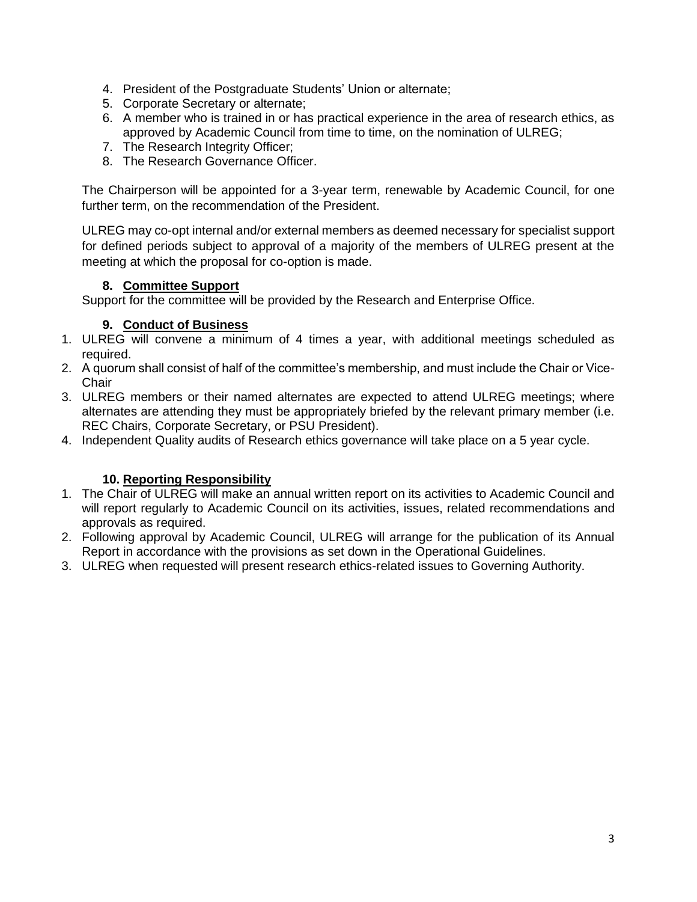4. President of the Postgraduate Students' Union or alternate;
5. Corporate Secretary or alternate;
6. A member who is trained in or has practical experience in the area of research ethics, as approved by Academic Council from time to time, on the nomination of ULREG;
7. The Research Integrity Officer;
8. The Research Governance Officer.

The Chairperson will be appointed for a 3-year term, renewable by Academic Council, for one further term, on the recommendation of the President.

ULREG may co-opt internal and/or external members as deemed necessary for specialist support for defined periods subject to approval of a majority of the members of ULREG present at the meeting at which the proposal for co-option is made.

## 8. Committee Support

Support for the committee will be provided by the Research and Enterprise Office.

## 9. Conduct of Business

1. ULREG will convene a minimum of 4 times a year, with additional meetings scheduled as required.
2. A quorum shall consist of half of the committee's membership, and must include the Chair or Vice-Chair
3. ULREG members or their named alternates are expected to attend ULREG meetings; where alternates are attending they must be appropriately briefed by the relevant primary member (i.e. REC Chairs, Corporate Secretary, or PSU President).
4. Independent Quality audits of Research ethics governance will take place on a 5 year cycle.

## 10. Reporting Responsibility

1. The Chair of ULREG will make an annual written report on its activities to Academic Council and will report regularly to Academic Council on its activities, issues, related recommendations and approvals as required.
2. Following approval by Academic Council, ULREG will arrange for the publication of its Annual Report in accordance with the provisions as set down in the Operational Guidelines.
3. ULREG when requested will present research ethics-related issues to Governing Authority.